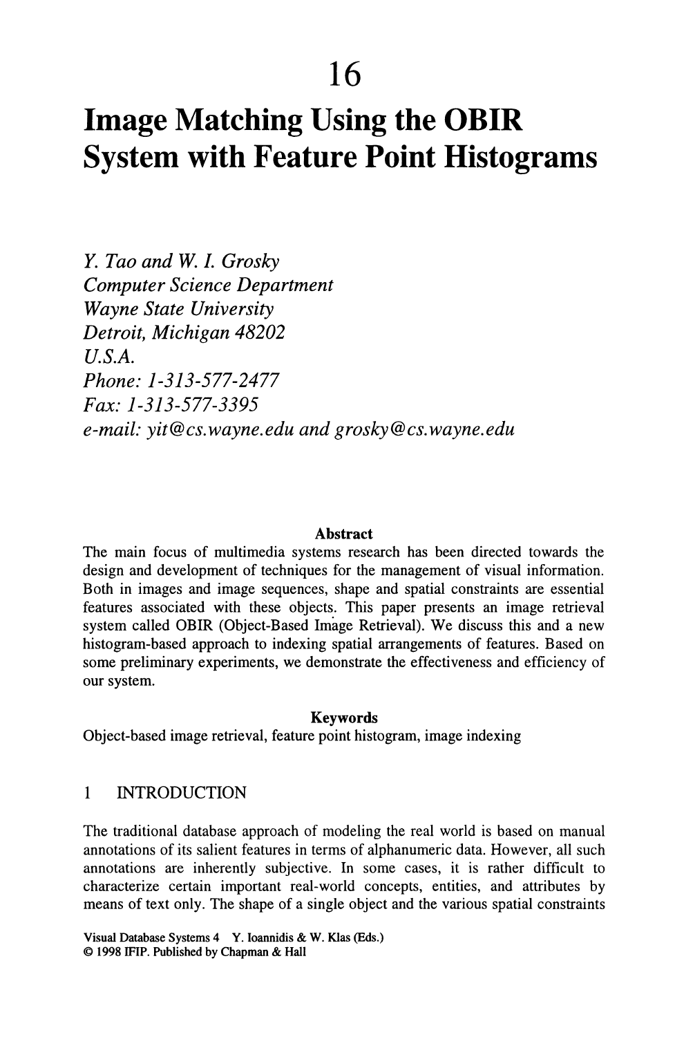# 16

# Image Matching Using the OBIR System with Feature Point Histograms

*Y. Tao and W. I. Grosky*
*Computer Science Department*
*Wayne State University*
*Detroit, Michigan 48202*
*U.S.A.*
*Phone: 1-313-577-2477*
*Fax: 1-313-577-3395*
*e-mail: yit@cs.wayne.edu and grosky@cs.wayne.edu*

**Abstract**

The main focus of multimedia systems research has been directed towards the design and development of techniques for the management of visual information. Both in images and image sequences, shape and spatial constraints are essential features associated with these objects. This paper presents an image retrieval system called OBIR (Object-Based Image Retrieval). We discuss this and a new histogram-based approach to indexing spatial arrangements of features. Based on some preliminary experiments, we demonstrate the effectiveness and efficiency of our system.

**Keywords**

Object-based image retrieval, feature point histogram, image indexing

## 1 INTRODUCTION

The traditional database approach of modeling the real world is based on manual annotations of its salient features in terms of alphanumeric data. However, all such annotations are inherently subjective. In some cases, it is rather difficult to characterize certain important real-world concepts, entities, and attributes by means of text only. The shape of a single object and the various spatial constraints

Visual Database Systems 4 Y. Ioannidis & W. Klas (Eds.)
© 1998 IFIP. Published by Chapman & Hall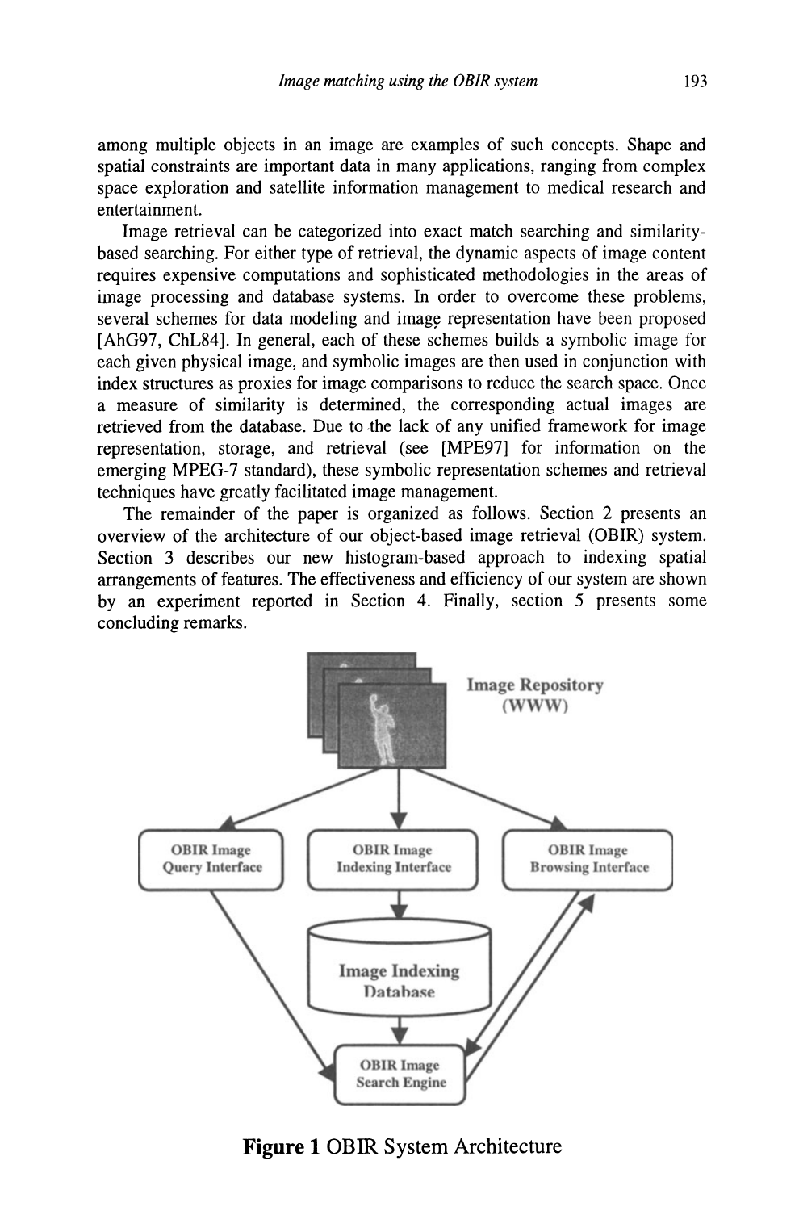among multiple objects in an image are examples of such concepts. Shape and spatial constraints are important data in many applications, ranging from complex space exploration and satellite information management to medical research and entertainment.

Image retrieval can be categorized into exact match searching and similarity-based searching. For either type of retrieval, the dynamic aspects of image content requires expensive computations and sophisticated methodologies in the areas of image processing and database systems. In order to overcome these problems, several schemes for data modeling and image representation have been proposed [AhG97, ChL84]. In general, each of these schemes builds a symbolic image for each given physical image, and symbolic images are then used in conjunction with index structures as proxies for image comparisons to reduce the search space. Once a measure of similarity is determined, the corresponding actual images are retrieved from the database. Due to the lack of any unified framework for image representation, storage, and retrieval (see [MPE97] for information on the emerging MPEG-7 standard), these symbolic representation schemes and retrieval techniques have greatly facilitated image management.

The remainder of the paper is organized as follows. Section 2 presents an overview of the architecture of our object-based image retrieval (OBIR) system. Section 3 describes our new histogram-based approach to indexing spatial arrangements of features. The effectiveness and efficiency of our system are shown by an experiment reported in Section 4. Finally, section 5 presents some concluding remarks.

Image Repository (WWW)

OBIR Image Query Interface

OBIR Image Indexing Interface

OBIR Image Browsing Interface

Image Indexing Database

OBIR Image Search Engine

**Figure 1** OBIR System Architecture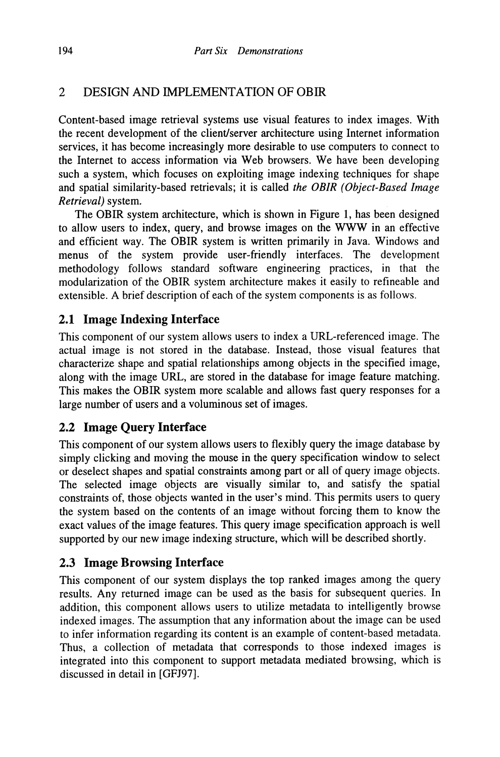## 2 DESIGN AND IMPLEMENTATION OF OBIR

Content-based image retrieval systems use visual features to index images. With the recent development of the client/server architecture using Internet information services, it has become increasingly more desirable to use computers to connect to the Internet to access information via Web browsers. We have been developing such a system, which focuses on exploiting image indexing techniques for shape and spatial similarity-based retrievals; it is called *the OBIR (Object-Based Image Retrieval)* system.

The OBIR system architecture, which is shown in Figure 1, has been designed to allow users to index, query, and browse images on the WWW in an effective and efficient way. The OBIR system is written primarily in Java. Windows and menus of the system provide user-friendly interfaces. The development methodology follows standard software engineering practices, in that the modularization of the OBIR system architecture makes it easily to refineable and extensible. A brief description of each of the system components is as follows.

### 2.1 Image Indexing Interface

This component of our system allows users to index a URL-referenced image. The actual image is not stored in the database. Instead, those visual features that characterize shape and spatial relationships among objects in the specified image, along with the image URL, are stored in the database for image feature matching. This makes the OBIR system more scalable and allows fast query responses for a large number of users and a voluminous set of images.

### 2.2 Image Query Interface

This component of our system allows users to flexibly query the image database by simply clicking and moving the mouse in the query specification window to select or deselect shapes and spatial constraints among part or all of query image objects. The selected image objects are visually similar to, and satisfy the spatial constraints of, those objects wanted in the user's mind. This permits users to query the system based on the contents of an image without forcing them to know the exact values of the image features. This query image specification approach is well supported by our new image indexing structure, which will be described shortly.

### 2.3 Image Browsing Interface

This component of our system displays the top ranked images among the query results. Any returned image can be used as the basis for subsequent queries. In addition, this component allows users to utilize metadata to intelligently browse indexed images. The assumption that any information about the image can be used to infer information regarding its content is an example of content-based metadata. Thus, a collection of metadata that corresponds to those indexed images is integrated into this component to support metadata mediated browsing, which is discussed in detail in [GFJ97].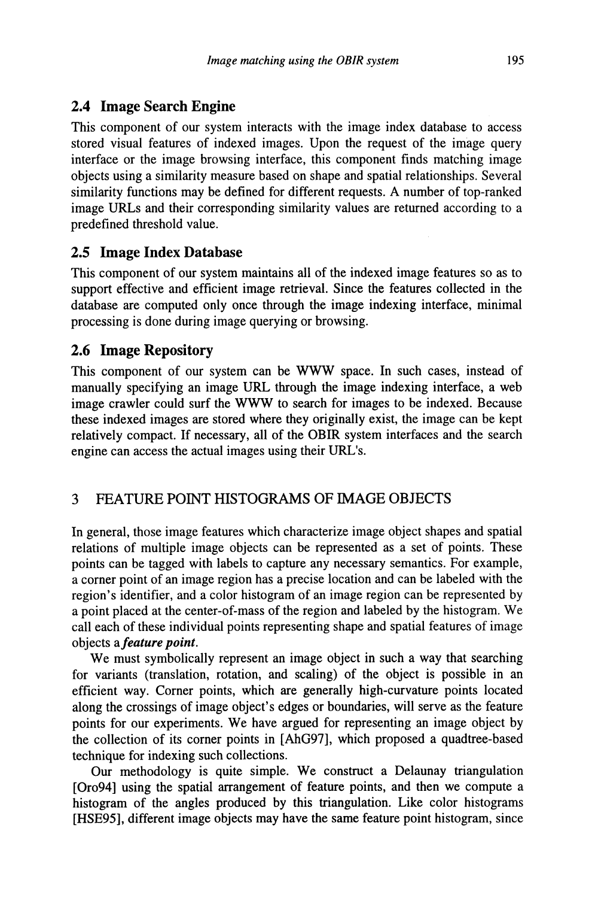### 2.4 Image Search Engine

This component of our system interacts with the image index database to access stored visual features of indexed images. Upon the request of the image query interface or the image browsing interface, this component finds matching image objects using a similarity measure based on shape and spatial relationships. Several similarity functions may be defined for different requests. A number of top-ranked image URLs and their corresponding similarity values are returned according to a predefined threshold value.

### 2.5 Image Index Database

This component of our system maintains all of the indexed image features so as to support effective and efficient image retrieval. Since the features collected in the database are computed only once through the image indexing interface, minimal processing is done during image querying or browsing.

### 2.6 Image Repository

This component of our system can be WWW space. In such cases, instead of manually specifying an image URL through the image indexing interface, a web image crawler could surf the WWW to search for images to be indexed. Because these indexed images are stored where they originally exist, the image can be kept relatively compact. If necessary, all of the OBIR system interfaces and the search engine can access the actual images using their URL's.

## 3 FEATURE POINT HISTOGRAMS OF IMAGE OBJECTS

In general, those image features which characterize image object shapes and spatial relations of multiple image objects can be represented as a set of points. These points can be tagged with labels to capture any necessary semantics. For example, a corner point of an image region has a precise location and can be labeled with the region's identifier, and a color histogram of an image region can be represented by a point placed at the center-of-mass of the region and labeled by the histogram. We call each of these individual points representing shape and spatial features of image objects a ***feature point***.

We must symbolically represent an image object in such a way that searching for variants (translation, rotation, and scaling) of the object is possible in an efficient way. Corner points, which are generally high-curvature points located along the crossings of image object's edges or boundaries, will serve as the feature points for our experiments. We have argued for representing an image object by the collection of its corner points in [AhG97], which proposed a quadtree-based technique for indexing such collections.

Our methodology is quite simple. We construct a Delaunay triangulation [Oro94] using the spatial arrangement of feature points, and then we compute a histogram of the angles produced by this triangulation. Like color histograms [HSE95], different image objects may have the same feature point histogram, since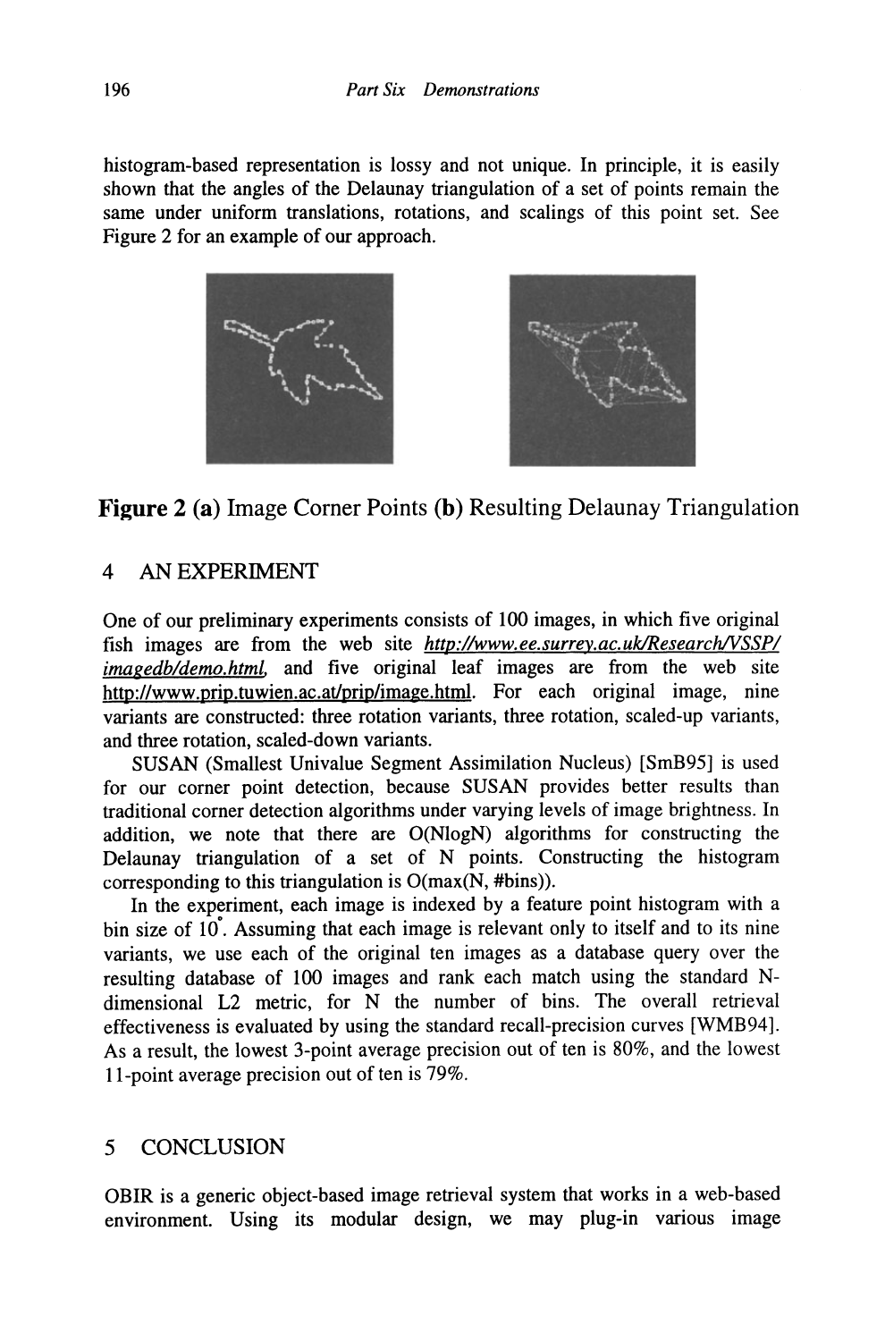histogram-based representation is lossy and not unique. In principle, it is easily shown that the angles of the Delaunay triangulation of a set of points remain the same under uniform translations, rotations, and scalings of this point set. See Figure 2 for an example of our approach.

**Figure 2** **(a)** Image Corner Points **(b)** Resulting Delaunay Triangulation

## 4 AN EXPERIMENT

One of our preliminary experiments consists of 100 images, in which five original fish images are from the web site *http://www.ee.surrey.ac.uk/Research/VSSP/imagedb/demo.html*, and five original leaf images are from the web site http://www.prip.tuwien.ac.at/prip/image.html. For each original image, nine variants are constructed: three rotation variants, three rotation, scaled-up variants, and three rotation, scaled-down variants.

SUSAN (Smallest Univalue Segment Assimilation Nucleus) [SmB95] is used for our corner point detection, because SUSAN provides better results than traditional corner detection algorithms under varying levels of image brightness. In addition, we note that there are O(NlogN) algorithms for constructing the Delaunay triangulation of a set of N points. Constructing the histogram corresponding to this triangulation is O(max(N, #bins)).

In the experiment, each image is indexed by a feature point histogram with a bin size of $10^{\circ}$. Assuming that each image is relevant only to itself and to its nine variants, we use each of the original ten images as a database query over the resulting database of 100 images and rank each match using the standard N-dimensional L2 metric, for N the number of bins. The overall retrieval effectiveness is evaluated by using the standard recall-precision curves [WMB94]. As a result, the lowest 3-point average precision out of ten is 80%, and the lowest 11-point average precision out of ten is 79%.

## 5 CONCLUSION

OBIR is a generic object-based image retrieval system that works in a web-based environment. Using its modular design, we may plug-in various image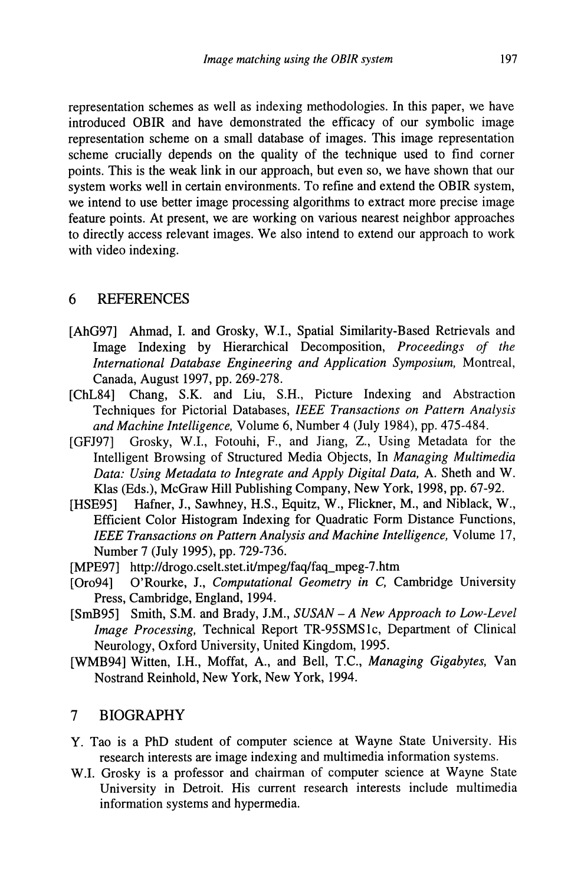representation schemes as well as indexing methodologies. In this paper, we have introduced OBIR and have demonstrated the efficacy of our symbolic image representation scheme on a small database of images. This image representation scheme crucially depends on the quality of the technique used to find corner points. This is the weak link in our approach, but even so, we have shown that our system works well in certain environments. To refine and extend the OBIR system, we intend to use better image processing algorithms to extract more precise image feature points. At present, we are working on various nearest neighbor approaches to directly access relevant images. We also intend to extend our approach to work with video indexing.

## 6 REFERENCES

[AhG97] Ahmad, I. and Grosky, W.I., Spatial Similarity-Based Retrievals and Image Indexing by Hierarchical Decomposition, *Proceedings of the International Database Engineering and Application Symposium,* Montreal, Canada, August 1997, pp. 269-278.

[ChL84] Chang, S.K. and Liu, S.H., Picture Indexing and Abstraction Techniques for Pictorial Databases, *IEEE Transactions on Pattern Analysis and Machine Intelligence,* Volume 6, Number 4 (July 1984), pp. 475-484.

[GFJ97] Grosky, W.I., Fotouhi, F., and Jiang, Z., Using Metadata for the Intelligent Browsing of Structured Media Objects, In *Managing Multimedia Data: Using Metadata to Integrate and Apply Digital Data,* A. Sheth and W. Klas (Eds.), McGraw Hill Publishing Company, New York, 1998, pp. 67-92.

[HSE95] Hafner, J., Sawhney, H.S., Equitz, W., Flickner, M., and Niblack, W., Efficient Color Histogram Indexing for Quadratic Form Distance Functions, *IEEE Transactions on Pattern Analysis and Machine Intelligence,* Volume 17, Number 7 (July 1995), pp. 729-736.

[MPE97] http://drogo.cselt.stet.it/mpeg/faq/faq_mpeg-7.htm

[Oro94] O'Rourke, J., *Computational Geometry in C,* Cambridge University Press, Cambridge, England, 1994.

[SmB95] Smith, S.M. and Brady, J.M., *SUSAN – A New Approach to Low-Level Image Processing,* Technical Report TR-95SMS1c, Department of Clinical Neurology, Oxford University, United Kingdom, 1995.

[WMB94] Witten, I.H., Moffat, A., and Bell, T.C., *Managing Gigabytes,* Van Nostrand Reinhold, New York, New York, 1994.

## 7 BIOGRAPHY

Y. Tao is a PhD student of computer science at Wayne State University. His research interests are image indexing and multimedia information systems.

W.I. Grosky is a professor and chairman of computer science at Wayne State University in Detroit. His current research interests include multimedia information systems and hypermedia.